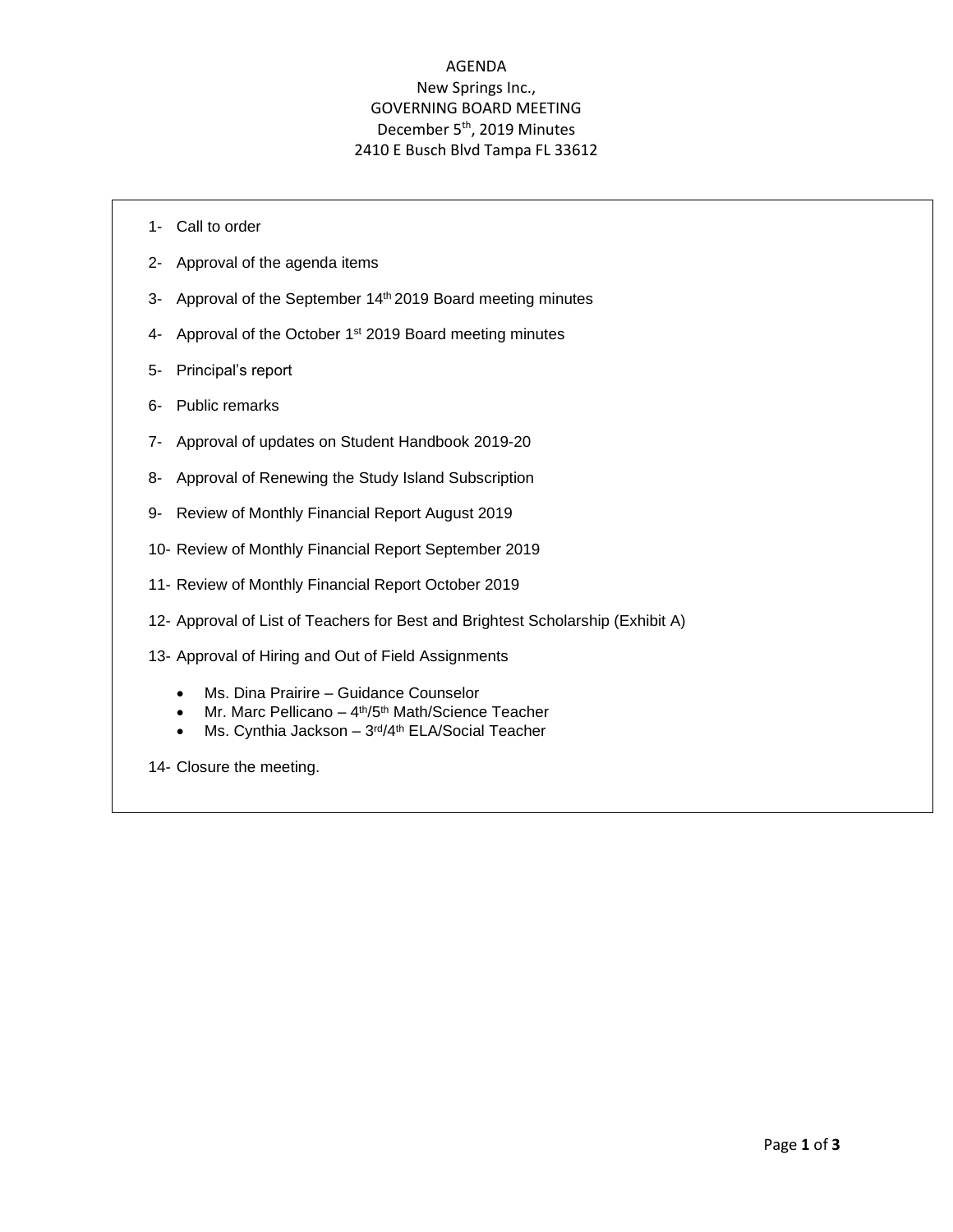# AGENDA

New Springs Inc.,
GOVERNING BOARD MEETING
December 5th, 2019 Minutes
2410 E Busch Blvd Tampa FL 33612

1- Call to order

2- Approval of the agenda items

3- Approval of the September 14th 2019 Board meeting minutes

4- Approval of the October 1st 2019 Board meeting minutes

5- Principal's report

6- Public remarks

7- Approval of updates on Student Handbook 2019-20

8- Approval of Renewing the Study Island Subscription

9- Review of Monthly Financial Report August 2019

10- Review of Monthly Financial Report September 2019

11- Review of Monthly Financial Report October 2019

12- Approval of List of Teachers for Best and Brightest Scholarship (Exhibit A)

13- Approval of Hiring and Out of Field Assignments

- Ms. Dina Prairire – Guidance Counselor
- Mr. Marc Pellicano – 4th/5th Math/Science Teacher
- Ms. Cynthia Jackson – 3rd/4th ELA/Social Teacher

14- Closure the meeting.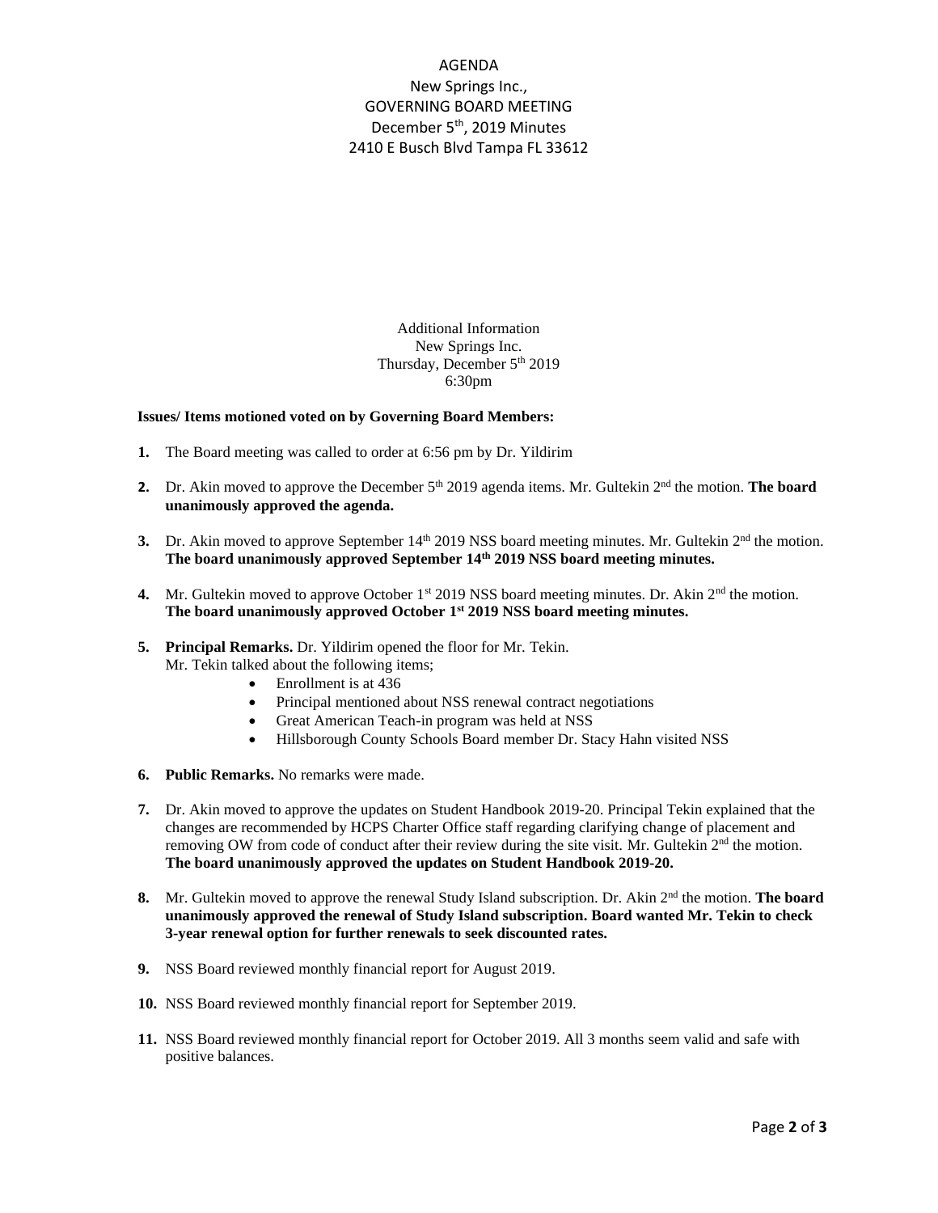AGENDA
New Springs Inc.,
GOVERNING BOARD MEETING
December 5th, 2019 Minutes
2410 E Busch Blvd Tampa FL 33612

Additional Information
New Springs Inc.
Thursday, December 5th 2019
6:30pm

**Issues/ Items motioned voted on by Governing Board Members:**

1. The Board meeting was called to order at 6:56 pm by Dr. Yildirim

2. Dr. Akin moved to approve the December 5th 2019 agenda items. Mr. Gultekin 2nd the motion. **The board unanimously approved the agenda.**

3. Dr. Akin moved to approve September 14th 2019 NSS board meeting minutes. Mr. Gultekin 2nd the motion. **The board unanimously approved September 14th 2019 NSS board meeting minutes.**

4. Mr. Gultekin moved to approve October 1st 2019 NSS board meeting minutes. Dr. Akin 2nd the motion. **The board unanimously approved October 1st 2019 NSS board meeting minutes.**

5. **Principal Remarks.** Dr. Yildirim opened the floor for Mr. Tekin.
   Mr. Tekin talked about the following items;
   - Enrollment is at 436
   - Principal mentioned about NSS renewal contract negotiations
   - Great American Teach-in program was held at NSS
   - Hillsborough County Schools Board member Dr. Stacy Hahn visited NSS

6. **Public Remarks.** No remarks were made.

7. Dr. Akin moved to approve the updates on Student Handbook 2019-20. Principal Tekin explained that the changes are recommended by HCPS Charter Office staff regarding clarifying change of placement and removing OW from code of conduct after their review during the site visit. Mr. Gultekin 2nd the motion. **The board unanimously approved the updates on Student Handbook 2019-20.**

8. Mr. Gultekin moved to approve the renewal Study Island subscription. Dr. Akin 2nd the motion. **The board unanimously approved the renewal of Study Island subscription. Board wanted Mr. Tekin to check 3-year renewal option for further renewals to seek discounted rates.**

9. NSS Board reviewed monthly financial report for August 2019.

10. NSS Board reviewed monthly financial report for September 2019.

11. NSS Board reviewed monthly financial report for October 2019. All 3 months seem valid and safe with positive balances.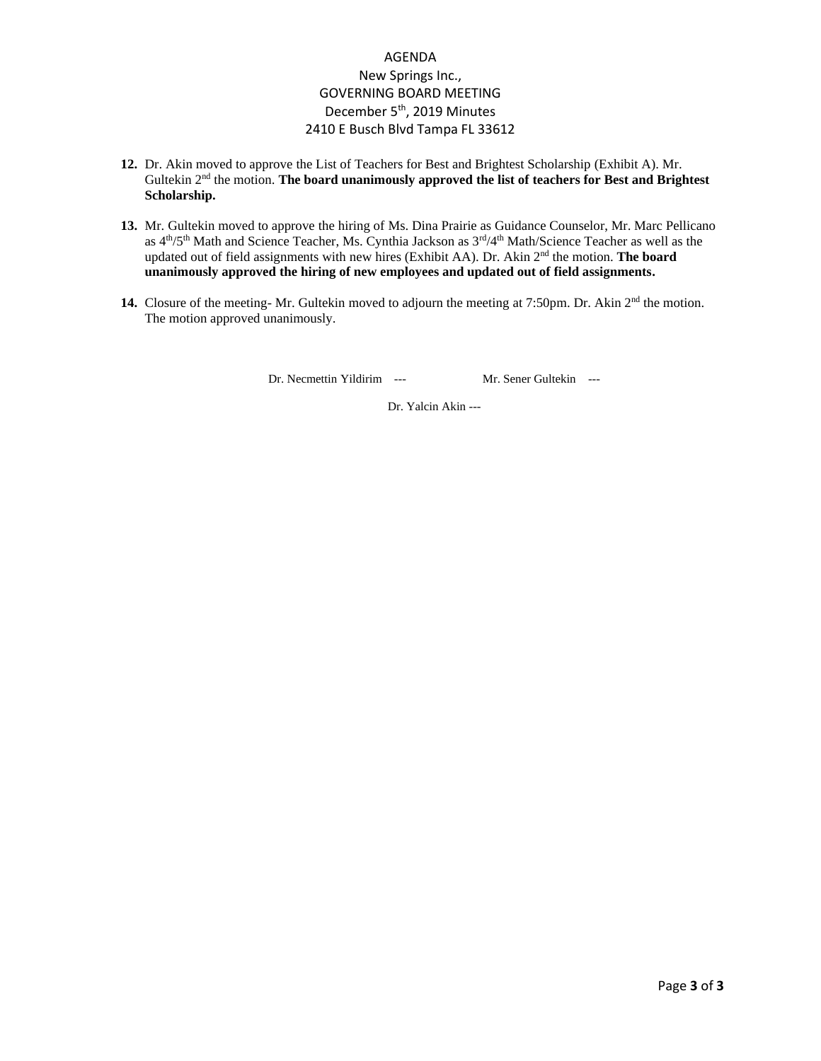AGENDA

New Springs Inc.,

GOVERNING BOARD MEETING

December 5th, 2019 Minutes

2410 E Busch Blvd Tampa FL 33612

12. Dr. Akin moved to approve the List of Teachers for Best and Brightest Scholarship (Exhibit A). Mr. Gultekin 2nd the motion. **The board unanimously approved the list of teachers for Best and Brightest Scholarship.**

13. Mr. Gultekin moved to approve the hiring of Ms. Dina Prairie as Guidance Counselor, Mr. Marc Pellicano as 4th/5th Math and Science Teacher, Ms. Cynthia Jackson as 3rd/4th Math/Science Teacher as well as the updated out of field assignments with new hires (Exhibit AA). Dr. Akin 2nd the motion. **The board unanimously approved the hiring of new employees and updated out of field assignments.**

14. Closure of the meeting- Mr. Gultekin moved to adjourn the meeting at 7:50pm. Dr. Akin 2nd the motion. The motion approved unanimously.

Dr. Necmettin Yildirim --- Mr. Sener Gultekin ---

Dr. Yalcin Akin ---